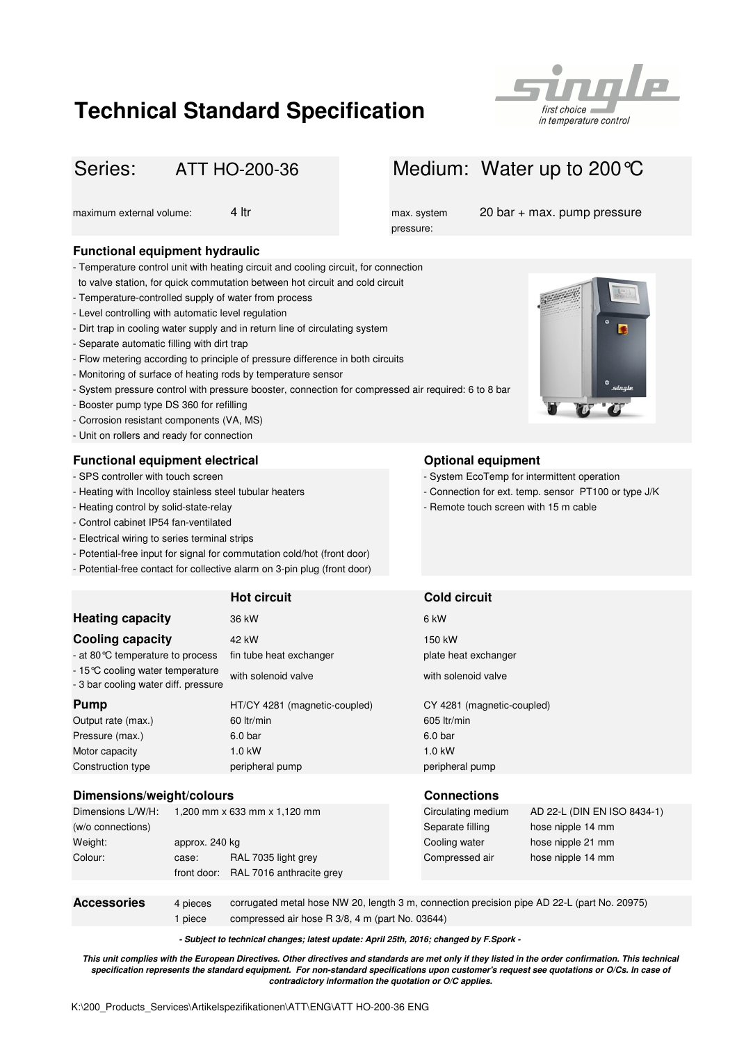# Technical Standard Specification

| Series: ATT HO-200-36 | Medium: Water up to 200°C |
|---|---|
| maximum external volume: 4 ltr | max. system pressure: 20 bar + max. pump pressure |

### Functional equipment hydraulic

- Temperature control unit with heating circuit and cooling circuit, for connection to valve station, for quick commutation between hot circuit and cold circuit
- Temperature-controlled supply of water from process
- Level controlling with automatic level regulation
- Dirt trap in cooling water supply and in return line of circulating system
- Separate automatic filling with dirt trap
- Flow metering according to principle of pressure difference in both circuits
- Monitoring of surface of heating rods by temperature sensor
- System pressure control with pressure booster, connection for compressed air required: 6 to 8 bar
- Booster pump type DS 360 for refilling
- Corrosion resistant components (VA, MS)
- Unit on rollers and ready for connection

### Functional equipment electrical

- SPS controller with touch screen
- Heating with Incolloy stainless steel tubular heaters
- Heating control by solid-state-relay
- Control cabinet IP54 fan-ventilated
- Electrical wiring to series terminal strips
- Potential-free input for signal for commutation cold/hot (front door)
- Potential-free contact for collective alarm on 3-pin plug (front door)

### Optional equipment

- System EcoTemp for intermittent operation
- Connection for ext. temp. sensor PT100 or type J/K
- Remote touch screen with 15 m cable

| | Hot circuit | Cold circuit |
|---|---|---|
| **Heating capacity** | 36 kW | 6 kW |
| **Cooling capacity** | 42 kW | 150 kW |
| - at 80°C temperature to process | fin tube heat exchanger | plate heat exchanger |
| - 15°C cooling water temperature<br>- 3 bar cooling water diff. pressure | with solenoid valve | with solenoid valve |
| **Pump** | HT/CY 4281 (magnetic-coupled) | CY 4281 (magnetic-coupled) |
| Output rate (max.) | 60 ltr/min | 605 ltr/min |
| Pressure (max.) | 6.0 bar | 6.0 bar |
| Motor capacity | 1.0 kW | 1.0 kW |
| Construction type | peripheral pump | peripheral pump |

### Dimensions/weight/colours

| | | |
|---|---|---|
| Dimensions L/W/H: (w/o connections) | 1,200 mm x 633 mm x 1,120 mm | |
| Weight: | approx. 240 kg | |
| Colour: | case: | RAL 7035 light grey |
| | front door: | RAL 7016 anthracite grey |

### Connections

| | |
|---|---|
| Circulating medium | AD 22-L (DIN EN ISO 8434-1) |
| Separate filling | hose nipple 14 mm |
| Cooling water | hose nipple 21 mm |
| Compressed air | hose nipple 14 mm |

### Accessories

| | |
|---|---|
| 4 pieces | corrugated metal hose NW 20, length 3 m, connection precision pipe AD 22-L (part No. 20975) |
| 1 piece | compressed air hose R 3/8, 4 m (part No. 03644) |

***- Subject to technical changes; latest update: April 25th, 2016; changed by F.Spork -***

***This unit complies with the European Directives. Other directives and standards are met only if they listed in the order confirmation. This technical specification represents the standard equipment. For non-standard specifications upon customer's request see quotations or O/Cs. In case of contradictory information the quotation or O/C applies.***

K:\200_Products_Services\Artikelspezifikationen\ATT\ENG\ATT HO-200-36 ENG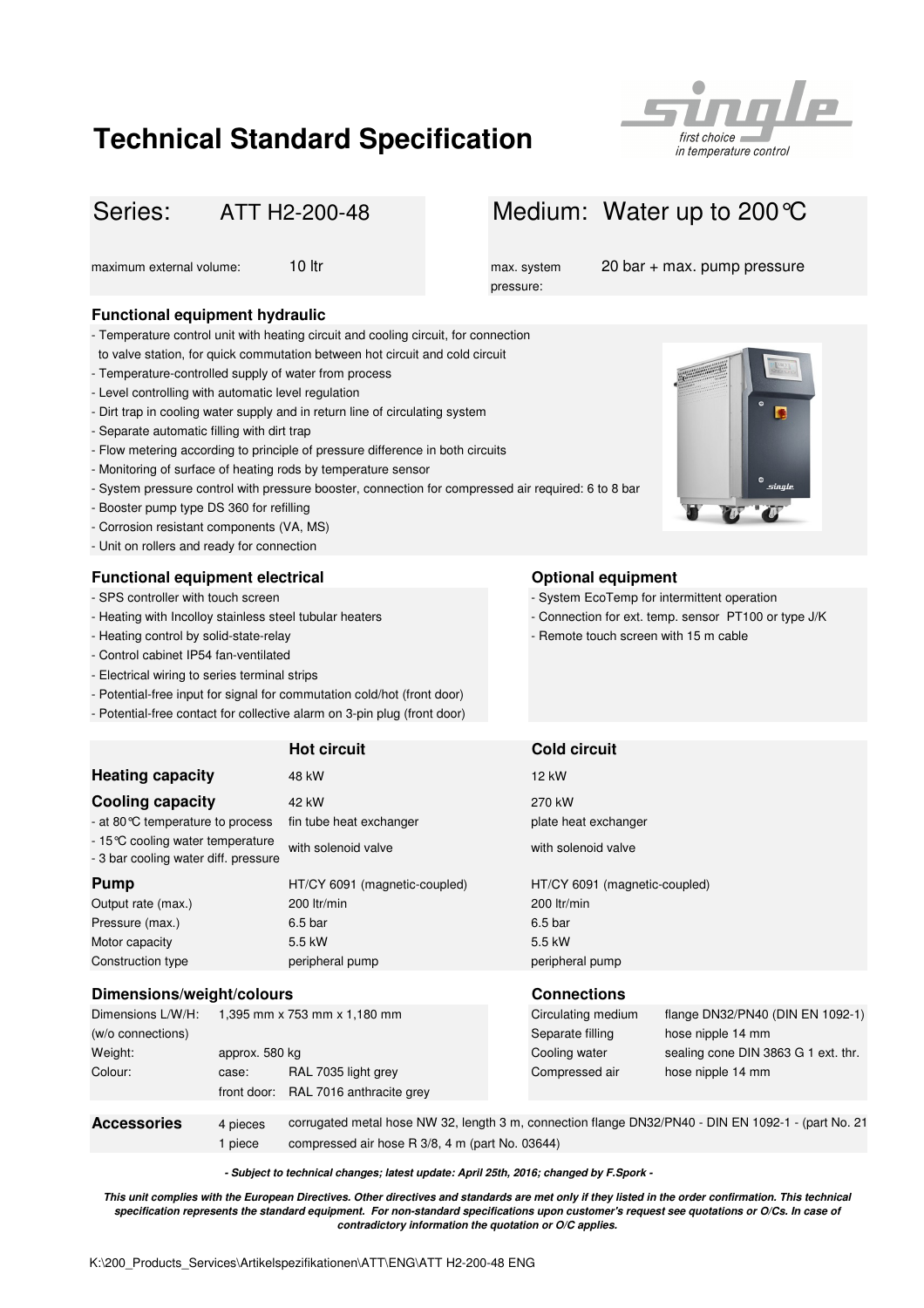# Technical Standard Specification

| | | | |
|---|---|---|---|
| Series: | ATT H2-200-48 | Medium: | Water up to 200°C |
| maximum external volume: | 10 ltr | max. system pressure: | 20 bar + max. pump pressure |

### Functional equipment hydraulic

- Temperature control unit with heating circuit and cooling circuit, for connection to valve station, for quick commutation between hot circuit and cold circuit
- Temperature-controlled supply of water from process
- Level controlling with automatic level regulation
- Dirt trap in cooling water supply and in return line of circulating system
- Separate automatic filling with dirt trap
- Flow metering according to principle of pressure difference in both circuits
- Monitoring of surface of heating rods by temperature sensor
- System pressure control with pressure booster, connection for compressed air required: 6 to 8 bar
- Booster pump type DS 360 for refilling
- Corrosion resistant components (VA, MS)
- Unit on rollers and ready for connection

### Functional equipment electrical

- SPS controller with touch screen
- Heating with Incolloy stainless steel tubular heaters
- Heating control by solid-state-relay
- Control cabinet IP54 fan-ventilated
- Electrical wiring to series terminal strips
- Potential-free input for signal for commutation cold/hot (front door)
- Potential-free contact for collective alarm on 3-pin plug (front door)

### Optional equipment

- System EcoTemp for intermittent operation
- Connection for ext. temp. sensor PT100 or type J/K
- Remote touch screen with 15 m cable

| | Hot circuit | Cold circuit |
|---|---|---|
| **Heating capacity** | 48 kW | 12 kW |
| **Cooling capacity** | 42 kW | 270 kW |
| - at 80°C temperature to process | fin tube heat exchanger | plate heat exchanger |
| - 15°C cooling water temperature<br>- 3 bar cooling water diff. pressure | with solenoid valve | with solenoid valve |
| **Pump** | HT/CY 6091 (magnetic-coupled) | HT/CY 6091 (magnetic-coupled) |
| Output rate (max.) | 200 ltr/min | 200 ltr/min |
| Pressure (max.) | 6.5 bar | 6.5 bar |
| Motor capacity | 5.5 kW | 5.5 kW |
| Construction type | peripheral pump | peripheral pump |

### Dimensions/weight/colours

| | | |
|---|---|---|
| Dimensions L/W/H: (w/o connections) | 1,395 mm x 753 mm x 1,180 mm | |
| Weight: | approx. 580 kg | |
| Colour: | case: | RAL 7035 light grey |
| | front door: | RAL 7016 anthracite grey |

### Connections

| | |
|---|---|
| Circulating medium | flange DN32/PN40 (DIN EN 1092-1) |
| Separate filling | hose nipple 14 mm |
| Cooling water | sealing cone DIN 3863 G 1 ext. thr. |
| Compressed air | hose nipple 14 mm |

| | | |
|---|---|---|
| **Accessories** | 4 pieces | corrugated metal hose NW 32, length 3 m, connection flange DN32/PN40 - DIN EN 1092-1 - (part No. 21 |
| | 1 piece | compressed air hose R 3/8, 4 m (part No. 03644) |

***- Subject to technical changes; latest update: April 25th, 2016; changed by F.Spork -***

***This unit complies with the European Directives. Other directives and standards are met only if they listed in the order confirmation. This technical specification represents the standard equipment. For non-standard specifications upon customer's request see quotations or O/Cs. In case of contradictory information the quotation or O/C applies.***

K:\200_Products_Services\Artikelspezifikationen\ATT\ENG\ATT H2-200-48 ENG